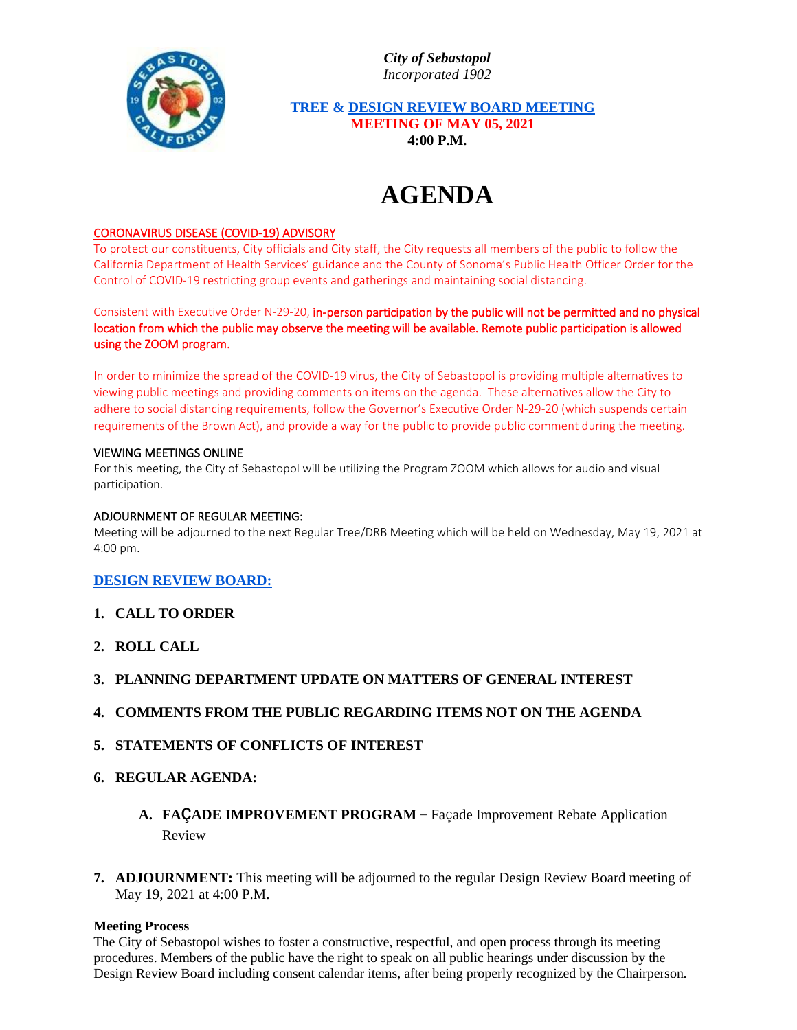*City of Sebastopol*
*Incorporated 1902*

**TREE & DESIGN REVIEW BOARD MEETING**
**MEETING OF MAY 05, 2021**
**4:00 P.M.**

# AGENDA

CORONAVIRUS DISEASE (COVID-19) ADVISORY

To protect our constituents, City officials and City staff, the City requests all members of the public to follow the California Department of Health Services' guidance and the County of Sonoma's Public Health Officer Order for the Control of COVID-19 restricting group events and gatherings and maintaining social distancing.

Consistent with Executive Order N-29-20, **in-person participation by the public will not be permitted and no physical location from which the public may observe the meeting will be available. Remote public participation is allowed using the ZOOM program.**

In order to minimize the spread of the COVID-19 virus, the City of Sebastopol is providing multiple alternatives to viewing public meetings and providing comments on items on the agenda. These alternatives allow the City to adhere to social distancing requirements, follow the Governor's Executive Order N-29-20 (which suspends certain requirements of the Brown Act), and provide a way for the public to provide public comment during the meeting.

VIEWING MEETINGS ONLINE

For this meeting, the City of Sebastopol will be utilizing the Program ZOOM which allows for audio and visual participation.

ADJOURNMENT OF REGULAR MEETING:

Meeting will be adjourned to the next Regular Tree/DRB Meeting which will be held on Wednesday, May 19, 2021 at 4:00 pm.

## DESIGN REVIEW BOARD:

1. **CALL TO ORDER**
2. **ROLL CALL**
3. **PLANNING DEPARTMENT UPDATE ON MATTERS OF GENERAL INTEREST**
4. **COMMENTS FROM THE PUBLIC REGARDING ITEMS NOT ON THE AGENDA**
5. **STATEMENTS OF CONFLICTS OF INTEREST**
6. **REGULAR AGENDA:**
   - A. **FAÇADE IMPROVEMENT PROGRAM** – Façade Improvement Rebate Application Review
7. **ADJOURNMENT:** This meeting will be adjourned to the regular Design Review Board meeting of May 19, 2021 at 4:00 P.M.

**Meeting Process**

The City of Sebastopol wishes to foster a constructive, respectful, and open process through its meeting procedures. Members of the public have the right to speak on all public hearings under discussion by the Design Review Board including consent calendar items, after being properly recognized by the Chairperson.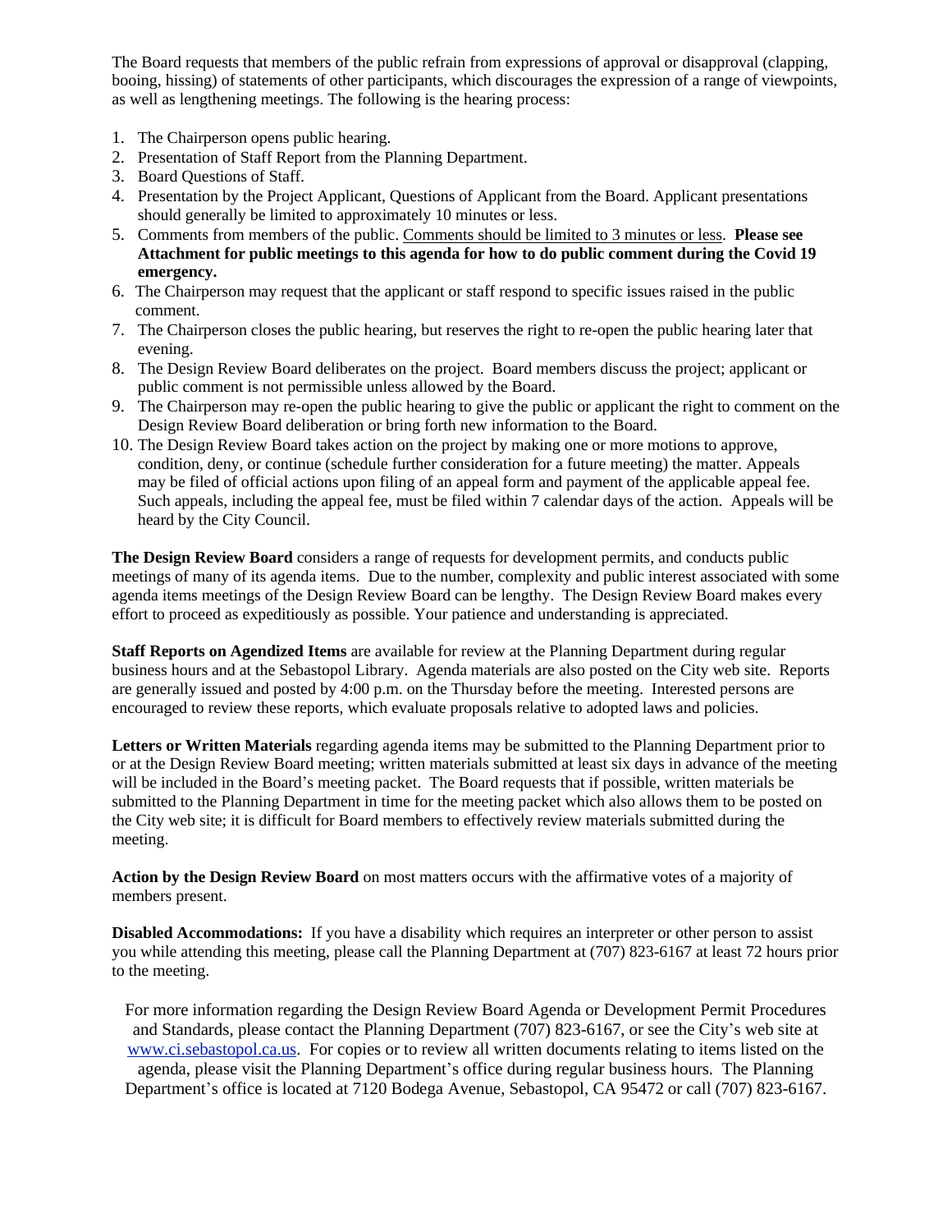The Board requests that members of the public refrain from expressions of approval or disapproval (clapping, booing, hissing) of statements of other participants, which discourages the expression of a range of viewpoints, as well as lengthening meetings. The following is the hearing process:

1. The Chairperson opens public hearing.
2. Presentation of Staff Report from the Planning Department.
3. Board Questions of Staff.
4. Presentation by the Project Applicant, Questions of Applicant from the Board. Applicant presentations should generally be limited to approximately 10 minutes or less.
5. Comments from members of the public. Comments should be limited to 3 minutes or less. **Please see Attachment for public meetings to this agenda for how to do public comment during the Covid 19 emergency.**
6. The Chairperson may request that the applicant or staff respond to specific issues raised in the public comment.
7. The Chairperson closes the public hearing, but reserves the right to re-open the public hearing later that evening.
8. The Design Review Board deliberates on the project. Board members discuss the project; applicant or public comment is not permissible unless allowed by the Board.
9. The Chairperson may re-open the public hearing to give the public or applicant the right to comment on the Design Review Board deliberation or bring forth new information to the Board.
10. The Design Review Board takes action on the project by making one or more motions to approve, condition, deny, or continue (schedule further consideration for a future meeting) the matter. Appeals may be filed of official actions upon filing of an appeal form and payment of the applicable appeal fee. Such appeals, including the appeal fee, must be filed within 7 calendar days of the action. Appeals will be heard by the City Council.

**The Design Review Board** considers a range of requests for development permits, and conducts public meetings of many of its agenda items. Due to the number, complexity and public interest associated with some agenda items meetings of the Design Review Board can be lengthy. The Design Review Board makes every effort to proceed as expeditiously as possible. Your patience and understanding is appreciated.

**Staff Reports on Agendized Items** are available for review at the Planning Department during regular business hours and at the Sebastopol Library. Agenda materials are also posted on the City web site. Reports are generally issued and posted by 4:00 p.m. on the Thursday before the meeting. Interested persons are encouraged to review these reports, which evaluate proposals relative to adopted laws and policies.

**Letters or Written Materials** regarding agenda items may be submitted to the Planning Department prior to or at the Design Review Board meeting; written materials submitted at least six days in advance of the meeting will be included in the Board's meeting packet. The Board requests that if possible, written materials be submitted to the Planning Department in time for the meeting packet which also allows them to be posted on the City web site; it is difficult for Board members to effectively review materials submitted during the meeting.

**Action by the Design Review Board** on most matters occurs with the affirmative votes of a majority of members present.

**Disabled Accommodations:** If you have a disability which requires an interpreter or other person to assist you while attending this meeting, please call the Planning Department at (707) 823-6167 at least 72 hours prior to the meeting.

For more information regarding the Design Review Board Agenda or Development Permit Procedures and Standards, please contact the Planning Department (707) 823-6167, or see the City's web site at www.ci.sebastopol.ca.us. For copies or to review all written documents relating to items listed on the agenda, please visit the Planning Department's office during regular business hours. The Planning Department's office is located at 7120 Bodega Avenue, Sebastopol, CA 95472 or call (707) 823-6167.